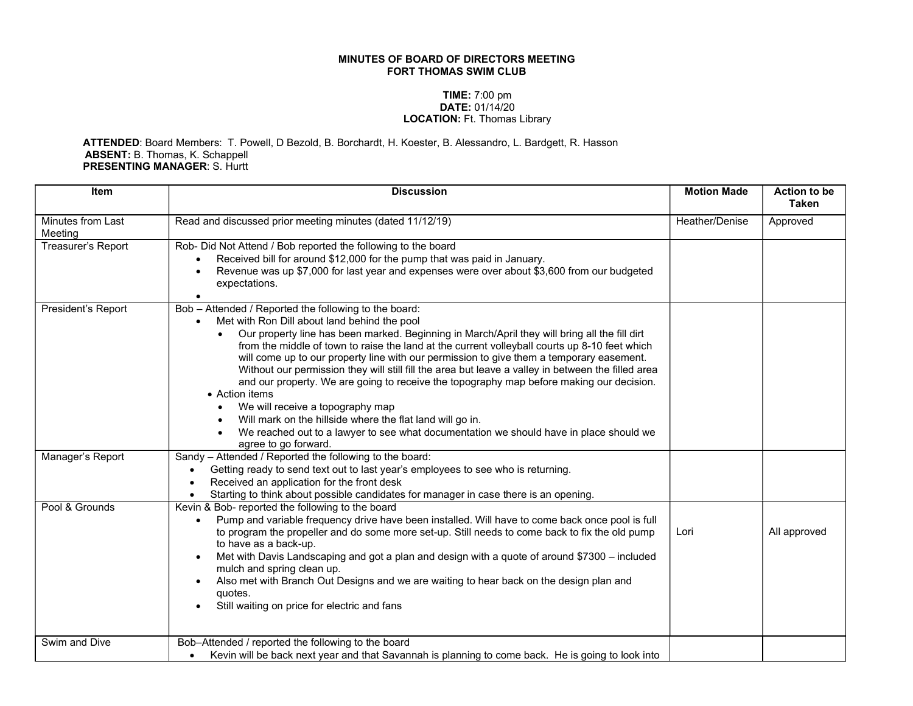**MINUTES OF BOARD OF DIRECTORS MEETING**
**FORT THOMAS SWIM CLUB**

**TIME:** 7:00 pm
**DATE:** 01/14/20
**LOCATION:** Ft. Thomas Library

**ATTENDED**: Board Members: T. Powell, D Bezold, B. Borchardt, H. Koester, B. Alessandro, L. Bardgett, R. Hasson
**ABSENT:** B. Thomas, K. Schappell
**PRESENTING MANAGER**: S. Hurtt

| Item | Discussion | Motion Made | Action to be Taken |
|---|---|---|---|
| Minutes from Last Meeting | Read and discussed prior meeting minutes (dated 11/12/19) | Heather/Denise | Approved |
| Treasurer's Report | Rob- Did Not Attend / Bob reported the following to the board<br>• Received bill for around $12,000 for the pump that was paid in January.<br>• Revenue was up $7,000 for last year and expenses were over about $3,600 from our budgeted expectations.<br>• | | |
| President's Report | Bob – Attended / Reported the following to the board:<br>• Met with Ron Dill about land behind the pool<br>  • Our property line has been marked. Beginning in March/April they will bring all the fill dirt from the middle of town to raise the land at the current volleyball courts up 8-10 feet which will come up to our property line with our permission to give them a temporary easement. Without our permission they will still fill the area but leave a valley in between the filled area and our property. We are going to receive the topography map before making our decision.<br>• Action items<br>  • We will receive a topography map<br>  • Will mark on the hillside where the flat land will go in.<br>  • We reached out to a lawyer to see what documentation we should have in place should we agree to go forward. | | |
| Manager's Report | Sandy – Attended / Reported the following to the board:<br>• Getting ready to send text out to last year's employees to see who is returning.<br>• Received an application for the front desk<br>• Starting to think about possible candidates for manager in case there is an opening. | | |
| Pool & Grounds | Kevin & Bob- reported the following to the board<br>• Pump and variable frequency drive have been installed. Will have to come back once pool is full to program the propeller and do some more set-up. Still needs to come back to fix the old pump to have as a back-up.<br>• Met with Davis Landscaping and got a plan and design with a quote of around $7300 – included mulch and spring clean up.<br>• Also met with Branch Out Designs and we are waiting to hear back on the design plan and quotes.<br>• Still waiting on price for electric and fans | Lori | All approved |
| Swim and Dive | Bob–Attended / reported the following to the board<br>• Kevin will be back next year and that Savannah is planning to come back. He is going to look into | | |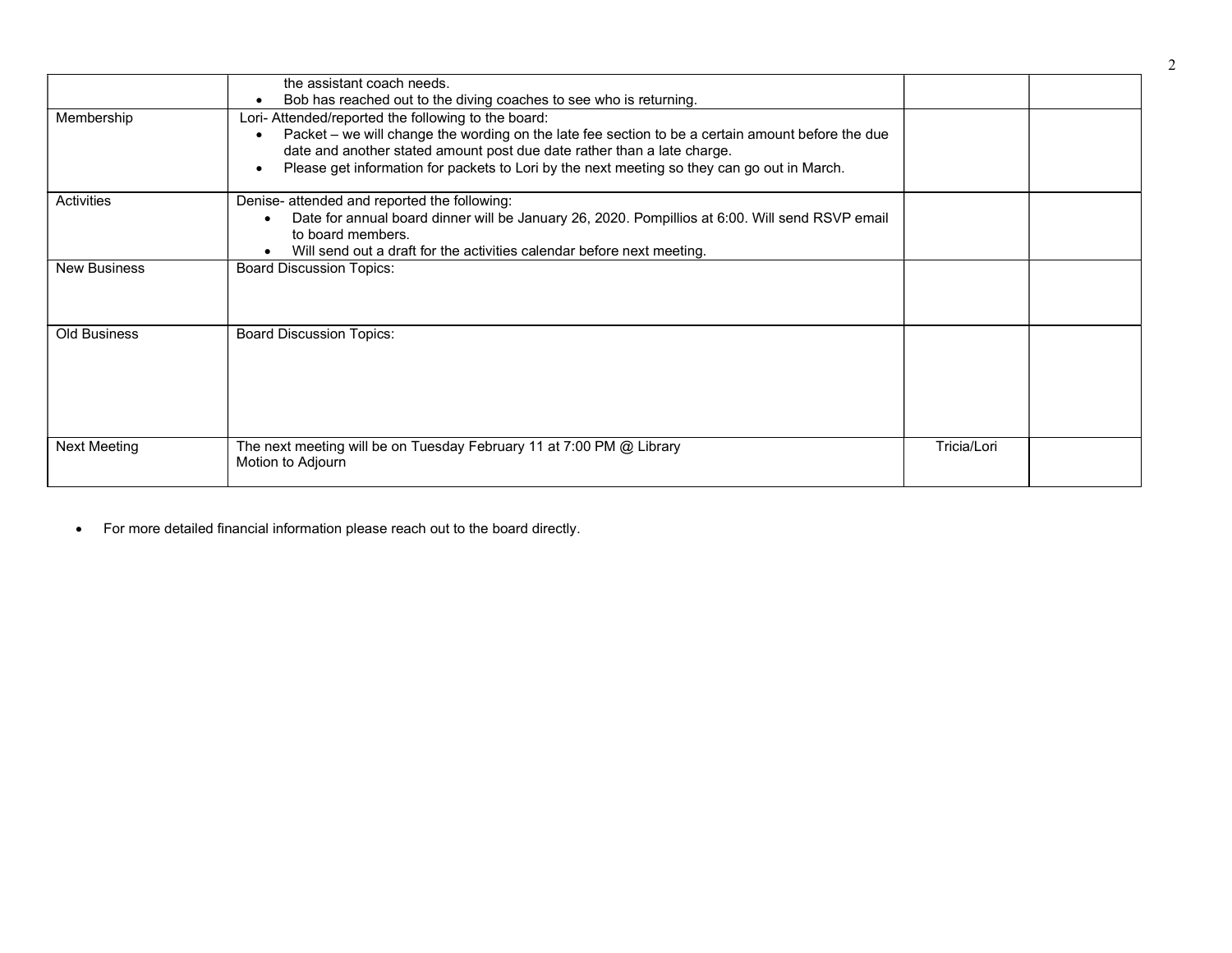| | | | |
|---|---|---|---|
| | the assistant coach needs.<br>• Bob has reached out to the diving coaches to see who is returning. | | |
| Membership | Lori- Attended/reported the following to the board:<br>• Packet – we will change the wording on the late fee section to be a certain amount before the due date and another stated amount post due date rather than a late charge.<br>• Please get information for packets to Lori by the next meeting so they can go out in March. | | |
| Activities | Denise- attended and reported the following:<br>• Date for annual board dinner will be January 26, 2020. Pompillios at 6:00. Will send RSVP email to board members.<br>• Will send out a draft for the activities calendar before next meeting. | | |
| New Business | Board Discussion Topics: | | |
| Old Business | Board Discussion Topics: | | |
| Next Meeting | The next meeting will be on Tuesday February 11 at 7:00 PM @ Library<br>Motion to Adjourn | Tricia/Lori | |

- For more detailed financial information please reach out to the board directly.